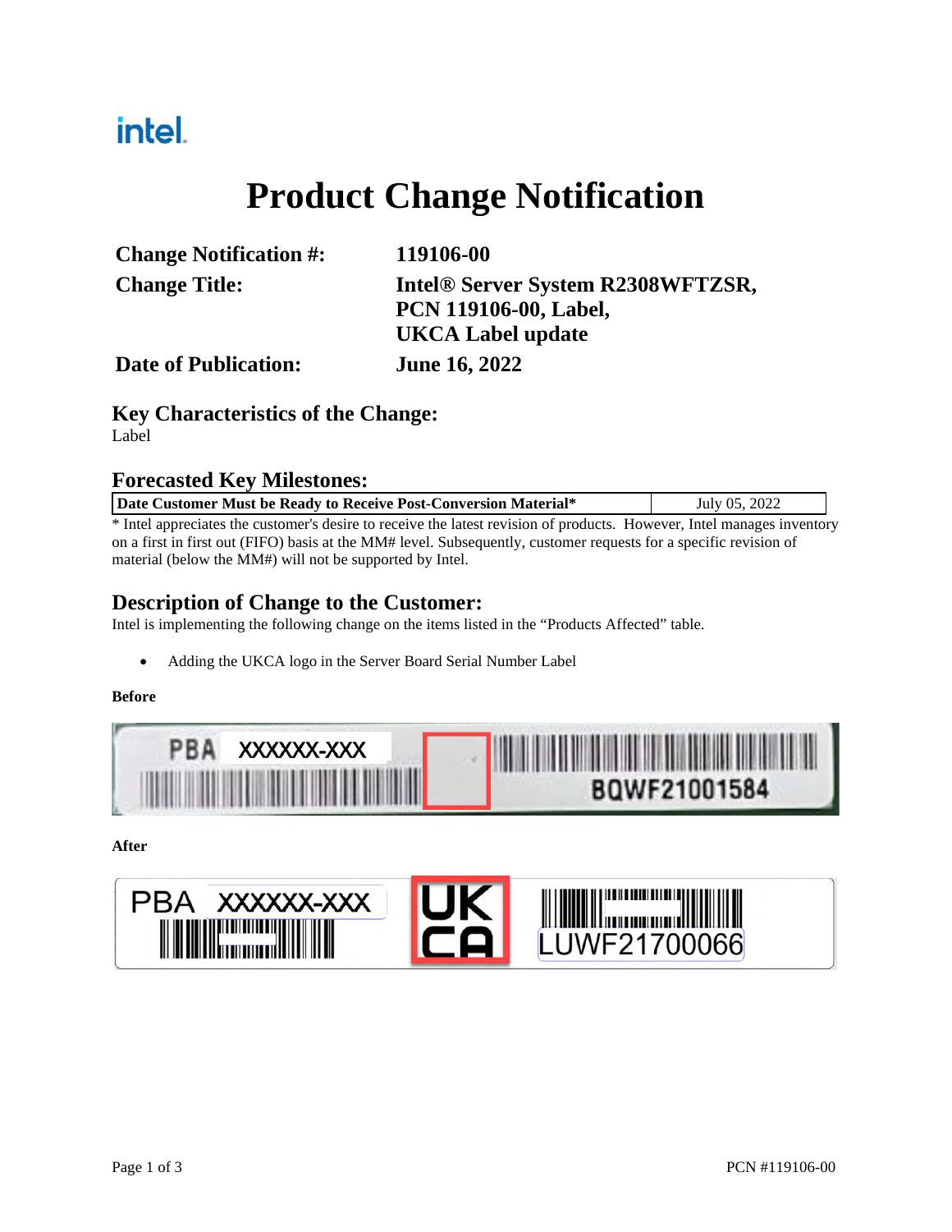intel.

# Product Change Notification

| | |
|---|---|
| **Change Notification #:** | **119106-00** |
| **Change Title:** | **Intel® Server System R2308WFTZSR, PCN 119106-00, Label, UKCA Label update** |
| **Date of Publication:** | **June 16, 2022** |

## Key Characteristics of the Change:

Label

## Forecasted Key Milestones:

| | |
|---|---|
| **Date Customer Must be Ready to Receive Post-Conversion Material*** | July 05, 2022 |

* Intel appreciates the customer's desire to receive the latest revision of products. However, Intel manages inventory on a first in first out (FIFO) basis at the MM# level. Subsequently, customer requests for a specific revision of material (below the MM#) will not be supported by Intel.

## Description of Change to the Customer:

Intel is implementing the following change on the items listed in the "Products Affected" table.

- Adding the UKCA logo in the Server Board Serial Number Label

**Before**

PBA XXXXXX-XXX

BQWF21001584

**After**

PBA XXXXXX-XXX

UK CA

LUWF21700066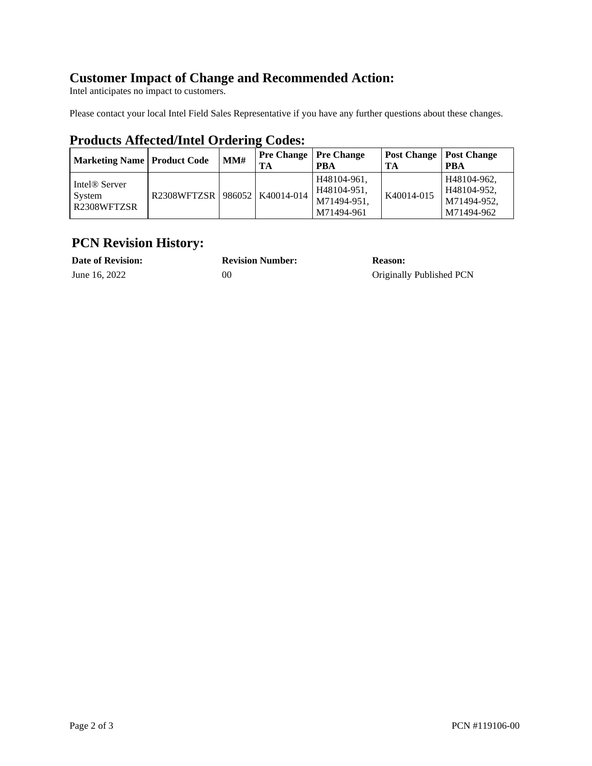## Customer Impact of Change and Recommended Action:

Intel anticipates no impact to customers.

Please contact your local Intel Field Sales Representative if you have any further questions about these changes.

## Products Affected/Intel Ordering Codes:

| Marketing Name | Product Code | MM# | Pre Change TA | Pre Change PBA | Post Change TA | Post Change PBA |
|---|---|---|---|---|---|---|
| Intel® Server System R2308WFTZSR | R2308WFTZSR | 986052 | K40014-014 | H48104-961, H48104-951, M71494-951, M71494-961 | K40014-015 | H48104-962, H48104-952, M71494-952, M71494-962 |

## PCN Revision History:

| Date of Revision: | Revision Number: | Reason: |
|---|---|---|
| June 16, 2022 | 00 | Originally Published PCN |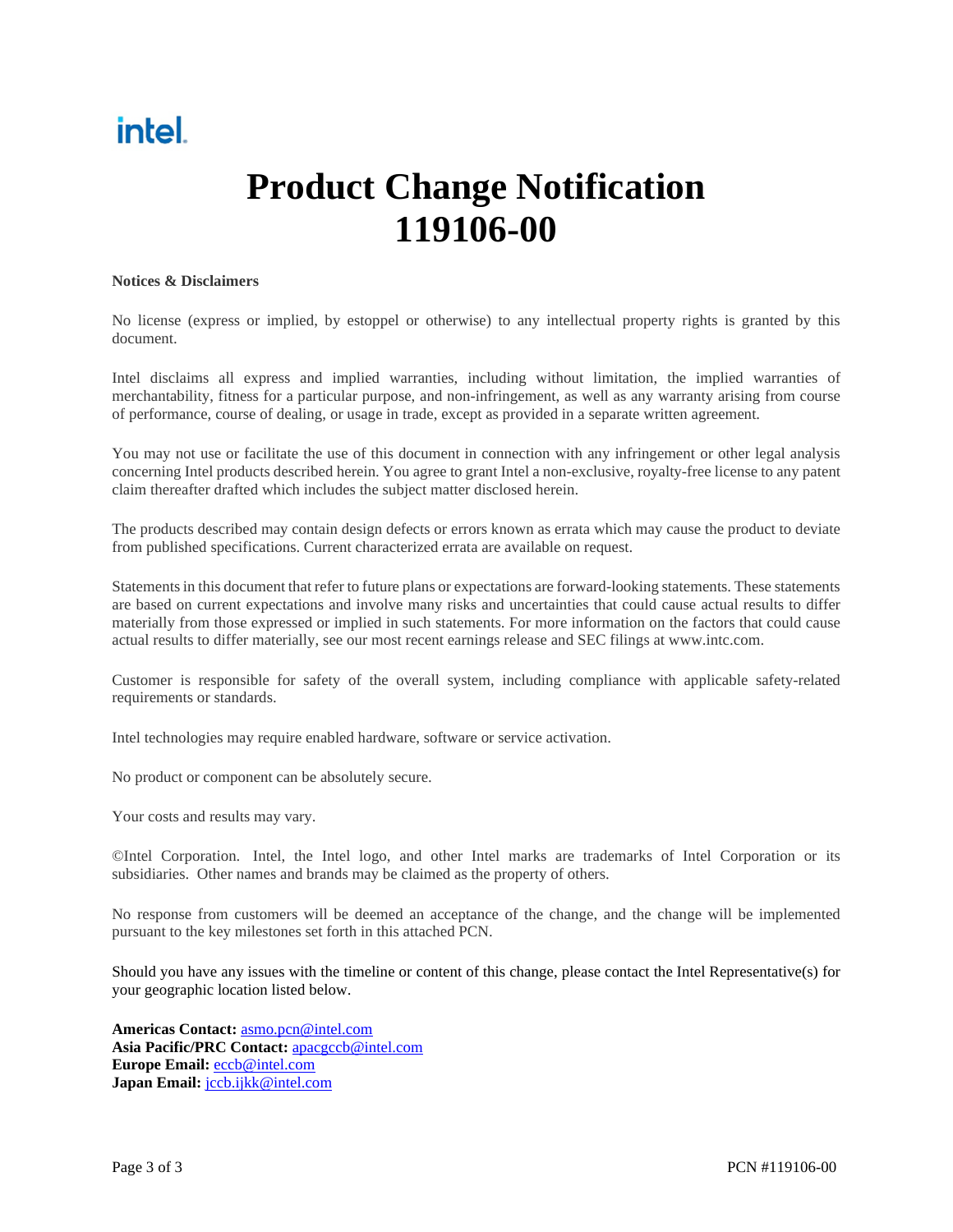intel.

# Product Change Notification 119106-00

**Notices & Disclaimers**

No license (express or implied, by estoppel or otherwise) to any intellectual property rights is granted by this document.

Intel disclaims all express and implied warranties, including without limitation, the implied warranties of merchantability, fitness for a particular purpose, and non-infringement, as well as any warranty arising from course of performance, course of dealing, or usage in trade, except as provided in a separate written agreement.

You may not use or facilitate the use of this document in connection with any infringement or other legal analysis concerning Intel products described herein. You agree to grant Intel a non-exclusive, royalty-free license to any patent claim thereafter drafted which includes the subject matter disclosed herein.

The products described may contain design defects or errors known as errata which may cause the product to deviate from published specifications. Current characterized errata are available on request.

Statements in this document that refer to future plans or expectations are forward-looking statements. These statements are based on current expectations and involve many risks and uncertainties that could cause actual results to differ materially from those expressed or implied in such statements. For more information on the factors that could cause actual results to differ materially, see our most recent earnings release and SEC filings at www.intc.com.

Customer is responsible for safety of the overall system, including compliance with applicable safety-related requirements or standards.

Intel technologies may require enabled hardware, software or service activation.

No product or component can be absolutely secure.

Your costs and results may vary.

©Intel Corporation. Intel, the Intel logo, and other Intel marks are trademarks of Intel Corporation or its subsidiaries. Other names and brands may be claimed as the property of others.

No response from customers will be deemed an acceptance of the change, and the change will be implemented pursuant to the key milestones set forth in this attached PCN.

Should you have any issues with the timeline or content of this change, please contact the Intel Representative(s) for your geographic location listed below.

**Americas Contact:** asmo.pcn@intel.com
**Asia Pacific/PRC Contact:** apacgccb@intel.com
**Europe Email:** eccb@intel.com
**Japan Email:** jccb.ijkk@intel.com